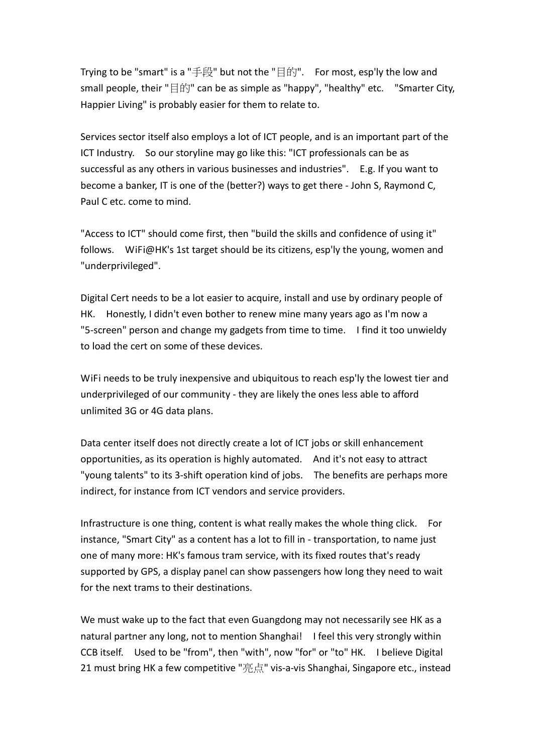Trying to be "smart" is a "手段" but not the "目的". For most, esp'ly the low and small people, their "目的" can be as simple as "happy", "healthy" etc. "Smarter City, Happier Living" is probably easier for them to relate to.

Services sector itself also employs a lot of ICT people, and is an important part of the ICT Industry. So our storyline may go like this: "ICT professionals can be as successful as any others in various businesses and industries". E.g. If you want to become a banker, IT is one of the (better?) ways to get there - John S, Raymond C, Paul C etc. come to mind.

"Access to ICT" should come first, then "build the skills and confidence of using it" follows. WiFi@HK's 1st target should be its citizens, esp'ly the young, women and "underprivileged".

Digital Cert needs to be a lot easier to acquire, install and use by ordinary people of HK. Honestly, I didn't even bother to renew mine many years ago as I'm now a "5-screen" person and change my gadgets from time to time. I find it too unwieldy to load the cert on some of these devices.

WiFi needs to be truly inexpensive and ubiquitous to reach esp'ly the lowest tier and underprivileged of our community - they are likely the ones less able to afford unlimited 3G or 4G data plans.

Data center itself does not directly create a lot of ICT jobs or skill enhancement opportunities, as its operation is highly automated. And it's not easy to attract "young talents" to its 3-shift operation kind of jobs. The benefits are perhaps more indirect, for instance from ICT vendors and service providers.

Infrastructure is one thing, content is what really makes the whole thing click. For instance, "Smart City" as a content has a lot to fill in - transportation, to name just one of many more: HK's famous tram service, with its fixed routes that's ready supported by GPS, a display panel can show passengers how long they need to wait for the next trams to their destinations.

We must wake up to the fact that even Guangdong may not necessarily see HK as a natural partner any long, not to mention Shanghai! I feel this very strongly within CCB itself. Used to be "from", then "with", now "for" or "to" HK. I believe Digital 21 must bring HK a few competitive "亮点" vis-a-vis Shanghai, Singapore etc., instead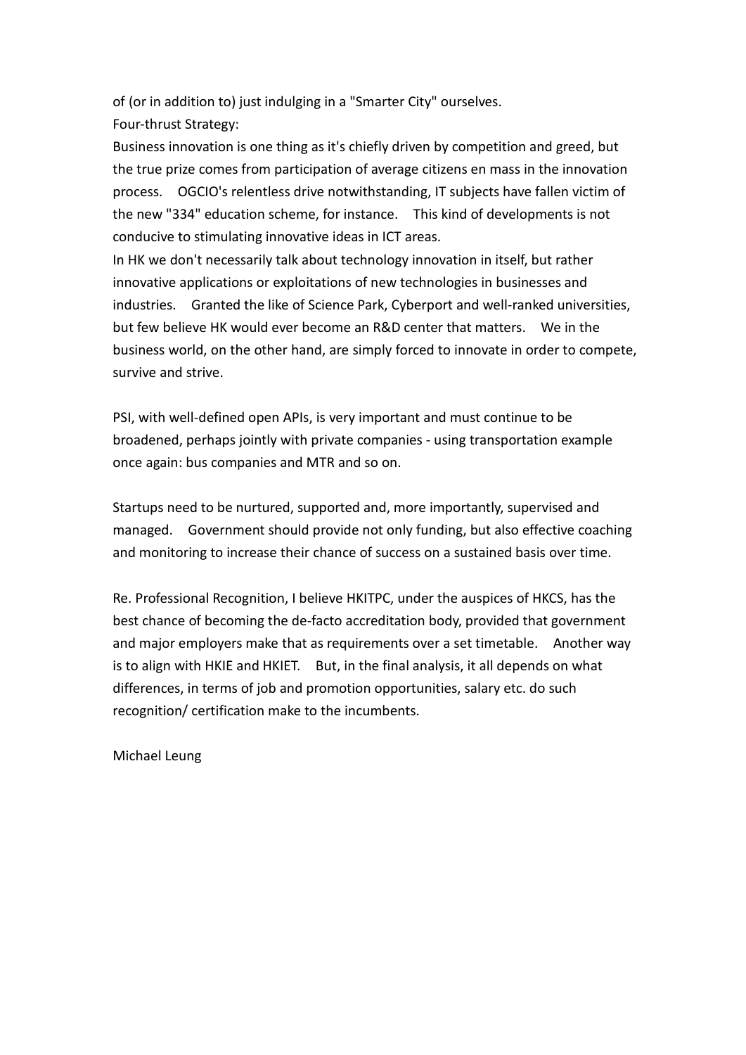of (or in addition to) just indulging in a "Smarter City" ourselves.

Four-thrust Strategy:

Business innovation is one thing as it's chiefly driven by competition and greed, but the true prize comes from participation of average citizens en mass in the innovation process. OGCIO's relentless drive notwithstanding, IT subjects have fallen victim of the new "334" education scheme, for instance. This kind of developments is not conducive to stimulating innovative ideas in ICT areas.

In HK we don't necessarily talk about technology innovation in itself, but rather innovative applications or exploitations of new technologies in businesses and industries. Granted the like of Science Park, Cyberport and well-ranked universities, but few believe HK would ever become an R&D center that matters. We in the business world, on the other hand, are simply forced to innovate in order to compete, survive and strive.

PSI, with well-defined open APIs, is very important and must continue to be broadened, perhaps jointly with private companies - using transportation example once again: bus companies and MTR and so on.

Startups need to be nurtured, supported and, more importantly, supervised and managed. Government should provide not only funding, but also effective coaching and monitoring to increase their chance of success on a sustained basis over time.

Re. Professional Recognition, I believe HKITPC, under the auspices of HKCS, has the best chance of becoming the de-facto accreditation body, provided that government and major employers make that as requirements over a set timetable. Another way is to align with HKIE and HKIET. But, in the final analysis, it all depends on what differences, in terms of job and promotion opportunities, salary etc. do such recognition/ certification make to the incumbents.

Michael Leung